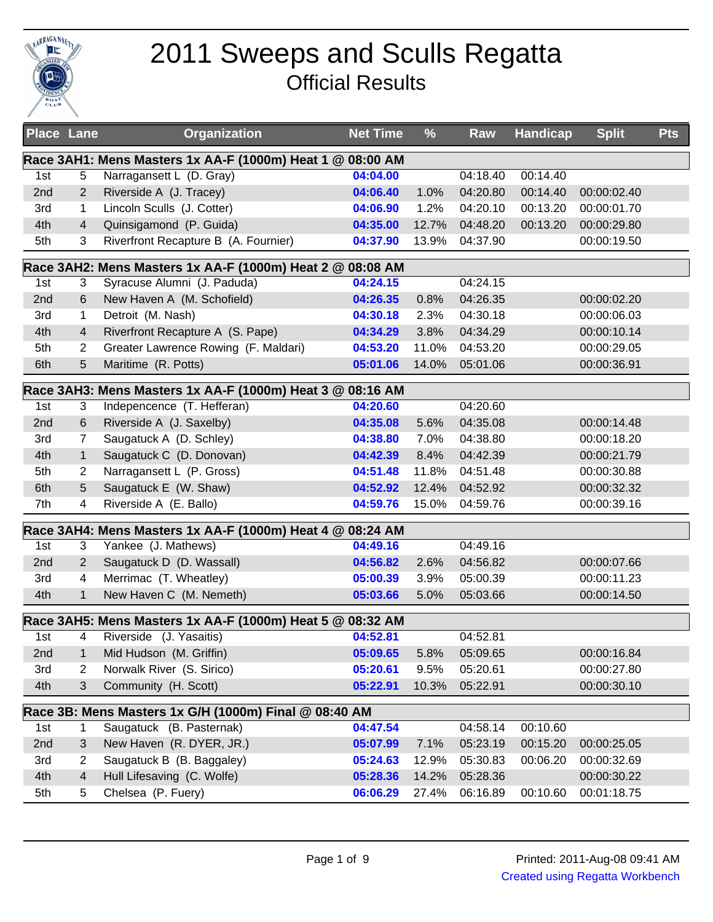# 2011 Sweeps and Sculls Regatta

## Official Results

| Place | Lane | Organization | Net Time | % | Raw | Handicap | Split | Pts |
|---|---|---|---|---|---|---|---|---|
| **Race 3AH1: Mens Masters 1x AA-F (1000m) Heat 1 @ 08:00 AM** | | | | | | | | |
| 1st | 5 | Narragansett L (D. Gray) | 04:04.00 | | 04:18.40 | 00:14.40 | | |
| 2nd | 2 | Riverside A (J. Tracey) | 04:06.40 | 1.0% | 04:20.80 | 00:14.40 | 00:00:02.40 | |
| 3rd | 1 | Lincoln Sculls (J. Cotter) | 04:06.90 | 1.2% | 04:20.10 | 00:13.20 | 00:00:01.70 | |
| 4th | 4 | Quinsigamond (P. Guida) | 04:35.00 | 12.7% | 04:48.20 | 00:13.20 | 00:00:29.80 | |
| 5th | 3 | Riverfront Recapture B (A. Fournier) | 04:37.90 | 13.9% | 04:37.90 | | 00:00:19.50 | |
| **Race 3AH2: Mens Masters 1x AA-F (1000m) Heat 2 @ 08:08 AM** | | | | | | | | |
| 1st | 3 | Syracuse Alumni (J. Paduda) | 04:24.15 | | 04:24.15 | | | |
| 2nd | 6 | New Haven A (M. Schofield) | 04:26.35 | 0.8% | 04:26.35 | | 00:00:02.20 | |
| 3rd | 1 | Detroit (M. Nash) | 04:30.18 | 2.3% | 04:30.18 | | 00:00:06.03 | |
| 4th | 4 | Riverfront Recapture A (S. Pape) | 04:34.29 | 3.8% | 04:34.29 | | 00:00:10.14 | |
| 5th | 2 | Greater Lawrence Rowing (F. Maldari) | 04:53.20 | 11.0% | 04:53.20 | | 00:00:29.05 | |
| 6th | 5 | Maritime (R. Potts) | 05:01.06 | 14.0% | 05:01.06 | | 00:00:36.91 | |
| **Race 3AH3: Mens Masters 1x AA-F (1000m) Heat 3 @ 08:16 AM** | | | | | | | | |
| 1st | 3 | Independence (T. Hefferan) | 04:20.60 | | 04:20.60 | | | |
| 2nd | 6 | Riverside A (J. Saxelby) | 04:35.08 | 5.6% | 04:35.08 | | 00:00:14.48 | |
| 3rd | 7 | Saugatuck A (D. Schley) | 04:38.80 | 7.0% | 04:38.80 | | 00:00:18.20 | |
| 4th | 1 | Saugatuck C (D. Donovan) | 04:42.39 | 8.4% | 04:42.39 | | 00:00:21.79 | |
| 5th | 2 | Narragansett L (P. Gross) | 04:51.48 | 11.8% | 04:51.48 | | 00:00:30.88 | |
| 6th | 5 | Saugatuck E (W. Shaw) | 04:52.92 | 12.4% | 04:52.92 | | 00:00:32.32 | |
| 7th | 4 | Riverside A (E. Ballo) | 04:59.76 | 15.0% | 04:59.76 | | 00:00:39.16 | |
| **Race 3AH4: Mens Masters 1x AA-F (1000m) Heat 4 @ 08:24 AM** | | | | | | | | |
| 1st | 3 | Yankee (J. Mathews) | 04:49.16 | | 04:49.16 | | | |
| 2nd | 2 | Saugatuck D (D. Wassall) | 04:56.82 | 2.6% | 04:56.82 | | 00:00:07.66 | |
| 3rd | 4 | Merrimac (T. Wheatley) | 05:00.39 | 3.9% | 05:00.39 | | 00:00:11.23 | |
| 4th | 1 | New Haven C (M. Nemeth) | 05:03.66 | 5.0% | 05:03.66 | | 00:00:14.50 | |
| **Race 3AH5: Mens Masters 1x AA-F (1000m) Heat 5 @ 08:32 AM** | | | | | | | | |
| 1st | 4 | Riverside (J. Yasaitis) | 04:52.81 | | 04:52.81 | | | |
| 2nd | 1 | Mid Hudson (M. Griffin) | 05:09.65 | 5.8% | 05:09.65 | | 00:00:16.84 | |
| 3rd | 2 | Norwalk River (S. Sirico) | 05:20.61 | 9.5% | 05:20.61 | | 00:00:27.80 | |
| 4th | 3 | Community (H. Scott) | 05:22.91 | 10.3% | 05:22.91 | | 00:00:30.10 | |
| **Race 3B: Mens Masters 1x G/H (1000m) Final @ 08:40 AM** | | | | | | | | |
| 1st | 1 | Saugatuck (B. Pasternak) | 04:47.54 | | 04:58.14 | 00:10.60 | | |
| 2nd | 3 | New Haven (R. DYER, JR.) | 05:07.99 | 7.1% | 05:23.19 | 00:15.20 | 00:00:25.05 | |
| 3rd | 2 | Saugatuck B (B. Baggaley) | 05:24.63 | 12.9% | 05:30.83 | 00:06.20 | 00:00:32.69 | |
| 4th | 4 | Hull Lifesaving (C. Wolfe) | 05:28.36 | 14.2% | 05:28.36 | | 00:00:30.22 | |
| 5th | 5 | Chelsea (P. Fuery) | 06:06.29 | 27.4% | 06:16.89 | 00:10.60 | 00:01:18.75 | |

Printed: 2011-Aug-08 09:41 AM

Created using Regatta Workbench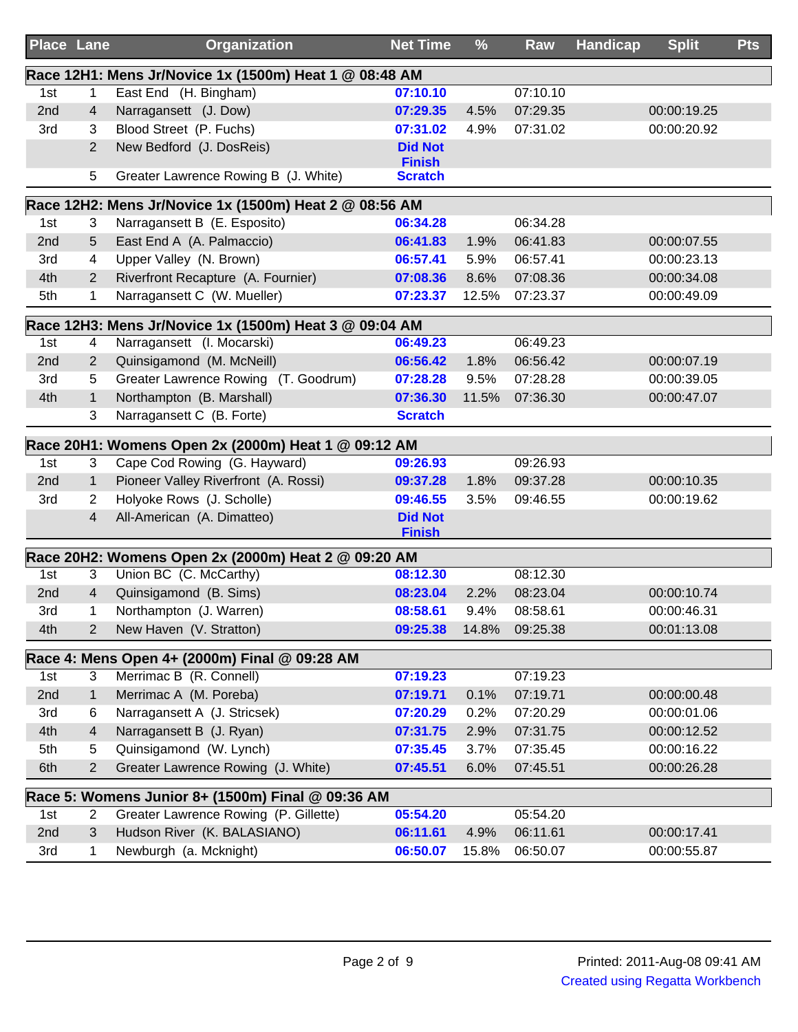| Place | Lane | Organization | Net Time | % | Raw | Handicap | Split | Pts |
|---|---|---|---|---|---|---|---|---|
| **Race 12H1: Mens Jr/Novice 1x (1500m) Heat 1 @ 08:48 AM** | | | | | | | | |
| 1st | 1 | East End (H. Bingham) | 07:10.10 | | 07:10.10 | | | |
| 2nd | 4 | Narragansett (J. Dow) | 07:29.35 | 4.5% | 07:29.35 | | 00:00:19.25 | |
| 3rd | 3 | Blood Street (P. Fuchs) | 07:31.02 | 4.9% | 07:31.02 | | 00:00:20.92 | |
| | 2 | New Bedford (J. DosReis) | Did Not Finish | | | | | |
| | 5 | Greater Lawrence Rowing B (J. White) | Scratch | | | | | |
| **Race 12H2: Mens Jr/Novice 1x (1500m) Heat 2 @ 08:56 AM** | | | | | | | | |
| 1st | 3 | Narragansett B (E. Esposito) | 06:34.28 | | 06:34.28 | | | |
| 2nd | 5 | East End A (A. Palmaccio) | 06:41.83 | 1.9% | 06:41.83 | | 00:00:07.55 | |
| 3rd | 4 | Upper Valley (N. Brown) | 06:57.41 | 5.9% | 06:57.41 | | 00:00:23.13 | |
| 4th | 2 | Riverfront Recapture (A. Fournier) | 07:08.36 | 8.6% | 07:08.36 | | 00:00:34.08 | |
| 5th | 1 | Narragansett C (W. Mueller) | 07:23.37 | 12.5% | 07:23.37 | | 00:00:49.09 | |
| **Race 12H3: Mens Jr/Novice 1x (1500m) Heat 3 @ 09:04 AM** | | | | | | | | |
| 1st | 4 | Narragansett (I. Mocarski) | 06:49.23 | | 06:49.23 | | | |
| 2nd | 2 | Quinsigamond (M. McNeill) | 06:56.42 | 1.8% | 06:56.42 | | 00:00:07.19 | |
| 3rd | 5 | Greater Lawrence Rowing (T. Goodrum) | 07:28.28 | 9.5% | 07:28.28 | | 00:00:39.05 | |
| 4th | 1 | Northampton (B. Marshall) | 07:36.30 | 11.5% | 07:36.30 | | 00:00:47.07 | |
| | 3 | Narragansett C (B. Forte) | Scratch | | | | | |
| **Race 20H1: Womens Open 2x (2000m) Heat 1 @ 09:12 AM** | | | | | | | | |
| 1st | 3 | Cape Cod Rowing (G. Hayward) | 09:26.93 | | 09:26.93 | | | |
| 2nd | 1 | Pioneer Valley Riverfront (A. Rossi) | 09:37.28 | 1.8% | 09:37.28 | | 00:00:10.35 | |
| 3rd | 2 | Holyoke Rows (J. Scholle) | 09:46.55 | 3.5% | 09:46.55 | | 00:00:19.62 | |
| | 4 | All-American (A. Dimatteo) | Did Not Finish | | | | | |
| **Race 20H2: Womens Open 2x (2000m) Heat 2 @ 09:20 AM** | | | | | | | | |
| 1st | 3 | Union BC (C. McCarthy) | 08:12.30 | | 08:12.30 | | | |
| 2nd | 4 | Quinsigamond (B. Sims) | 08:23.04 | 2.2% | 08:23.04 | | 00:00:10.74 | |
| 3rd | 1 | Northampton (J. Warren) | 08:58.61 | 9.4% | 08:58.61 | | 00:00:46.31 | |
| 4th | 2 | New Haven (V. Stratton) | 09:25.38 | 14.8% | 09:25.38 | | 00:01:13.08 | |
| **Race 4: Mens Open 4+ (2000m) Final @ 09:28 AM** | | | | | | | | |
| 1st | 3 | Merrimac B (R. Connell) | 07:19.23 | | 07:19.23 | | | |
| 2nd | 1 | Merrimac A (M. Poreba) | 07:19.71 | 0.1% | 07:19.71 | | 00:00:00.48 | |
| 3rd | 6 | Narragansett A (J. Stricsek) | 07:20.29 | 0.2% | 07:20.29 | | 00:00:01.06 | |
| 4th | 4 | Narragansett B (J. Ryan) | 07:31.75 | 2.9% | 07:31.75 | | 00:00:12.52 | |
| 5th | 5 | Quinsigamond (W. Lynch) | 07:35.45 | 3.7% | 07:35.45 | | 00:00:16.22 | |
| 6th | 2 | Greater Lawrence Rowing (J. White) | 07:45.51 | 6.0% | 07:45.51 | | 00:00:26.28 | |
| **Race 5: Womens Junior 8+ (1500m) Final @ 09:36 AM** | | | | | | | | |
| 1st | 2 | Greater Lawrence Rowing (P. Gillette) | 05:54.20 | | 05:54.20 | | | |
| 2nd | 3 | Hudson River (K. BALASIANO) | 06:11.61 | 4.9% | 06:11.61 | | 00:00:17.41 | |
| 3rd | 1 | Newburgh (a. Mcknight) | 06:50.07 | 15.8% | 06:50.07 | | 00:00:55.87 | |

Printed: 2011-Aug-08 09:41 AM
Created using Regatta Workbench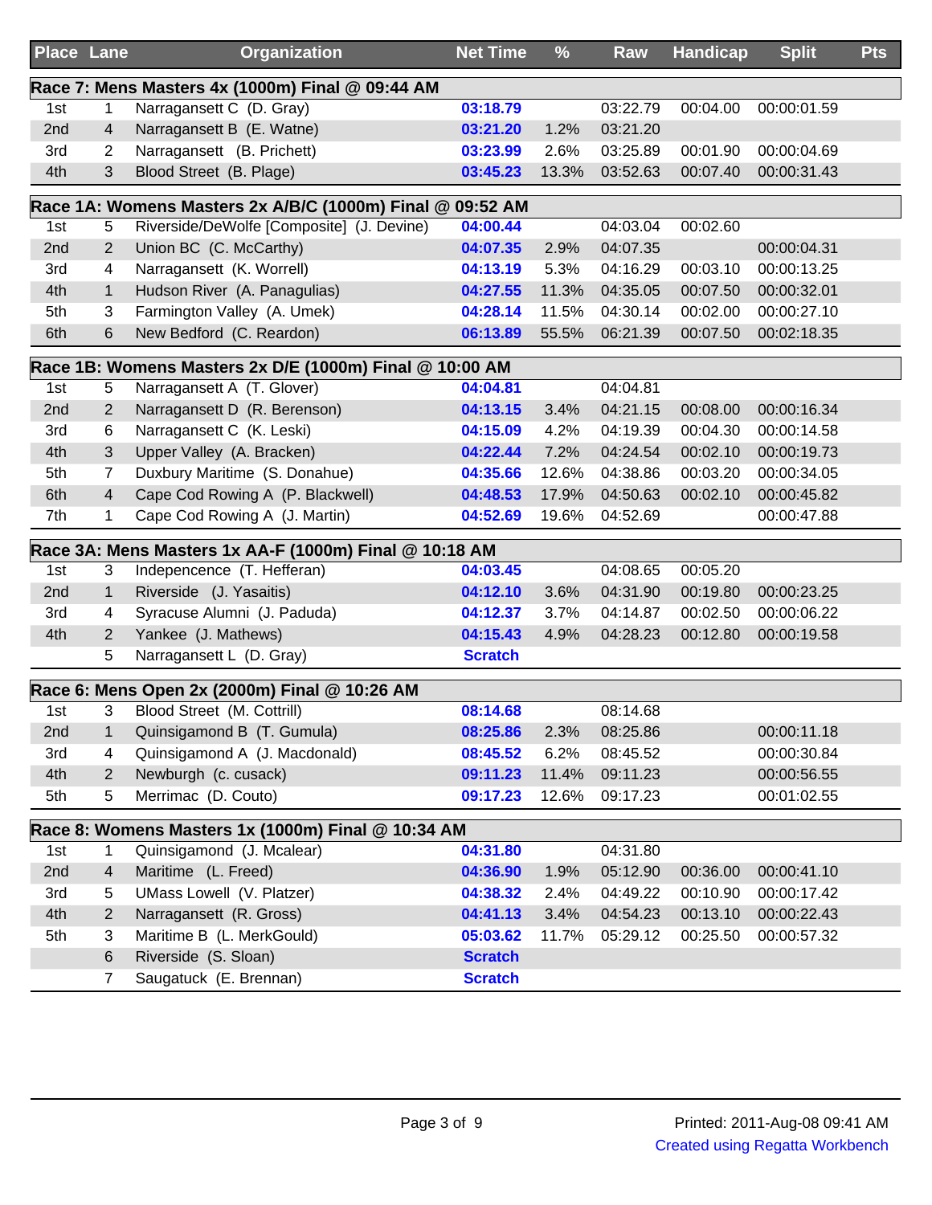| Place | Lane | Organization | Net Time | % | Raw | Handicap | Split | Pts |
|---|---|---|---|---|---|---|---|---|
| **Race 7: Mens Masters 4x (1000m) Final @ 09:44 AM** | | | | | | | | |
| 1st | 1 | Narragansett C (D. Gray) | 03:18.79 | | 03:22.79 | 00:04.00 | 00:00:01.59 | |
| 2nd | 4 | Narragansett B (E. Watne) | 03:21.20 | 1.2% | 03:21.20 | | | |
| 3rd | 2 | Narragansett (B. Prichett) | 03:23.99 | 2.6% | 03:25.89 | 00:01.90 | 00:00:04.69 | |
| 4th | 3 | Blood Street (B. Plage) | 03:45.23 | 13.3% | 03:52.63 | 00:07.40 | 00:00:31.43 | |
| **Race 1A: Womens Masters 2x A/B/C (1000m) Final @ 09:52 AM** | | | | | | | | |
| 1st | 5 | Riverside/DeWolfe [Composite] (J. Devine) | 04:00.44 | | 04:03.04 | 00:02.60 | | |
| 2nd | 2 | Union BC (C. McCarthy) | 04:07.35 | 2.9% | 04:07.35 | | 00:00:04.31 | |
| 3rd | 4 | Narragansett (K. Worrell) | 04:13.19 | 5.3% | 04:16.29 | 00:03.10 | 00:00:13.25 | |
| 4th | 1 | Hudson River (A. Panagulias) | 04:27.55 | 11.3% | 04:35.05 | 00:07.50 | 00:00:32.01 | |
| 5th | 3 | Farmington Valley (A. Umek) | 04:28.14 | 11.5% | 04:30.14 | 00:02.00 | 00:00:27.10 | |
| 6th | 6 | New Bedford (C. Reardon) | 06:13.89 | 55.5% | 06:21.39 | 00:07.50 | 00:02:18.35 | |
| **Race 1B: Womens Masters 2x D/E (1000m) Final @ 10:00 AM** | | | | | | | | |
| 1st | 5 | Narragansett A (T. Glover) | 04:04.81 | | 04:04.81 | | | |
| 2nd | 2 | Narragansett D (R. Berenson) | 04:13.15 | 3.4% | 04:21.15 | 00:08.00 | 00:00:16.34 | |
| 3rd | 6 | Narragansett C (K. Leski) | 04:15.09 | 4.2% | 04:19.39 | 00:04.30 | 00:00:14.58 | |
| 4th | 3 | Upper Valley (A. Bracken) | 04:22.44 | 7.2% | 04:24.54 | 00:02.10 | 00:00:19.73 | |
| 5th | 7 | Duxbury Maritime (S. Donahue) | 04:35.66 | 12.6% | 04:38.86 | 00:03.20 | 00:00:34.05 | |
| 6th | 4 | Cape Cod Rowing A (P. Blackwell) | 04:48.53 | 17.9% | 04:50.63 | 00:02.10 | 00:00:45.82 | |
| 7th | 1 | Cape Cod Rowing A (J. Martin) | 04:52.69 | 19.6% | 04:52.69 | | 00:00:47.88 | |
| **Race 3A: Mens Masters 1x AA-F (1000m) Final @ 10:18 AM** | | | | | | | | |
| 1st | 3 | Independence (T. Hefferan) | 04:03.45 | | 04:08.65 | 00:05.20 | | |
| 2nd | 1 | Riverside (J. Yasaitis) | 04:12.10 | 3.6% | 04:31.90 | 00:19.80 | 00:00:23.25 | |
| 3rd | 4 | Syracuse Alumni (J. Paduda) | 04:12.37 | 3.7% | 04:14.87 | 00:02.50 | 00:00:06.22 | |
| 4th | 2 | Yankee (J. Mathews) | 04:15.43 | 4.9% | 04:28.23 | 00:12.80 | 00:00:19.58 | |
| | 5 | Narragansett L (D. Gray) | Scratch | | | | | |
| **Race 6: Mens Open 2x (2000m) Final @ 10:26 AM** | | | | | | | | |
| 1st | 3 | Blood Street (M. Cottrill) | 08:14.68 | | 08:14.68 | | | |
| 2nd | 1 | Quinsigamond B (T. Gumula) | 08:25.86 | 2.3% | 08:25.86 | | 00:00:11.18 | |
| 3rd | 4 | Quinsigamond A (J. Macdonald) | 08:45.52 | 6.2% | 08:45.52 | | 00:00:30.84 | |
| 4th | 2 | Newburgh (c. cusack) | 09:11.23 | 11.4% | 09:11.23 | | 00:00:56.55 | |
| 5th | 5 | Merrimac (D. Couto) | 09:17.23 | 12.6% | 09:17.23 | | 00:01:02.55 | |
| **Race 8: Womens Masters 1x (1000m) Final @ 10:34 AM** | | | | | | | | |
| 1st | 1 | Quinsigamond (J. Mcalear) | 04:31.80 | | 04:31.80 | | | |
| 2nd | 4 | Maritime (L. Freed) | 04:36.90 | 1.9% | 05:12.90 | 00:36.00 | 00:00:41.10 | |
| 3rd | 5 | UMass Lowell (V. Platzer) | 04:38.32 | 2.4% | 04:49.22 | 00:10.90 | 00:00:17.42 | |
| 4th | 2 | Narragansett (R. Gross) | 04:41.13 | 3.4% | 04:54.23 | 00:13.10 | 00:00:22.43 | |
| 5th | 3 | Maritime B (L. MerkGould) | 05:03.62 | 11.7% | 05:29.12 | 00:25.50 | 00:00:57.32 | |
| | 6 | Riverside (S. Sloan) | Scratch | | | | | |
| | 7 | Saugatuck (E. Brennan) | Scratch | | | | | |

Printed: 2011-Aug-08 09:41 AM
Created using Regatta Workbench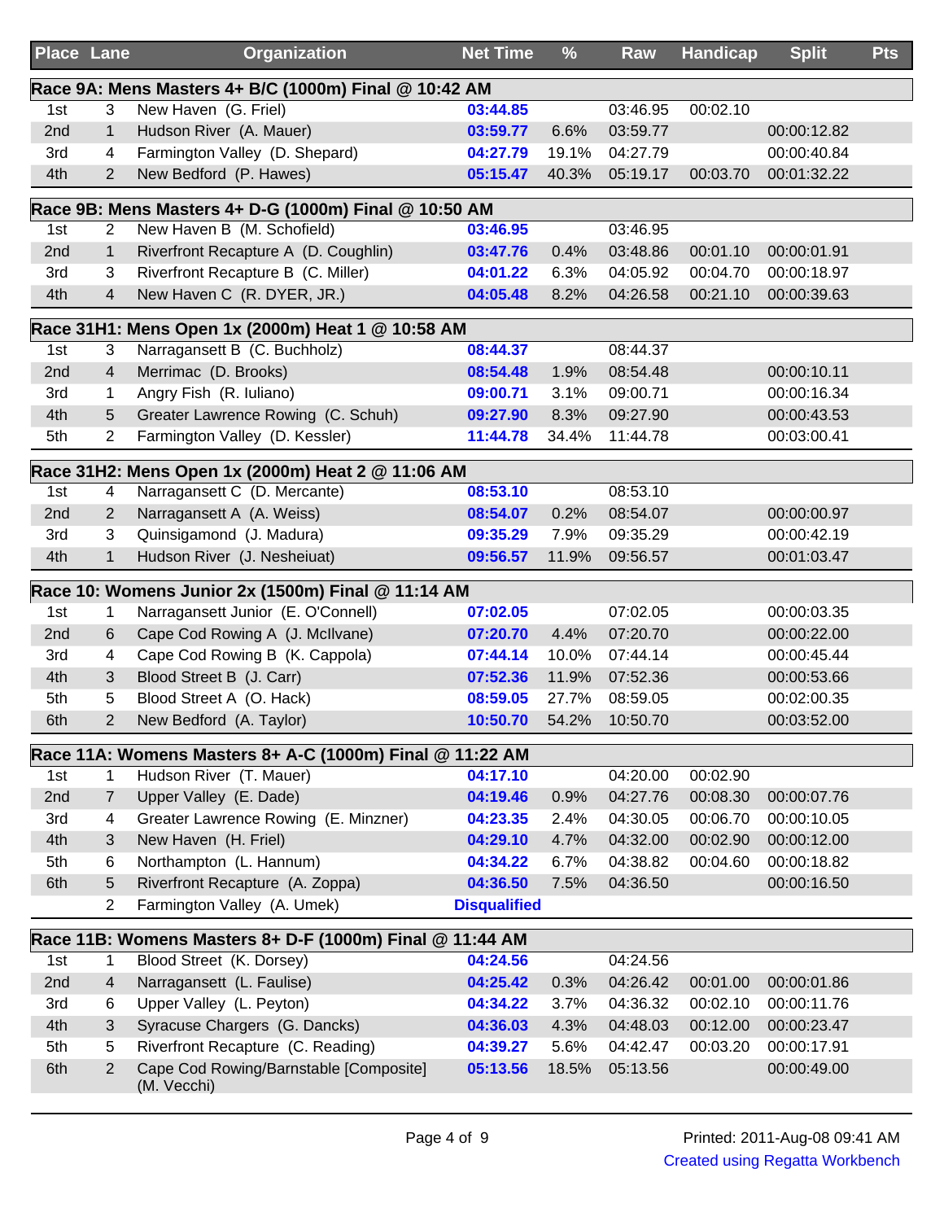| Place | Lane | Organization | Net Time | % | Raw | Handicap | Split | Pts |
|---|---|---|---|---|---|---|---|---|
| **Race 9A: Mens Masters 4+ B/C (1000m) Final @ 10:42 AM** | | | | | | | | |
| 1st | 3 | New Haven (G. Friel) | 03:44.85 | | 03:46.95 | 00:02.10 | | |
| 2nd | 1 | Hudson River (A. Mauer) | 03:59.77 | 6.6% | 03:59.77 | | 00:00:12.82 | |
| 3rd | 4 | Farmington Valley (D. Shepard) | 04:27.79 | 19.1% | 04:27.79 | | 00:00:40.84 | |
| 4th | 2 | New Bedford (P. Hawes) | 05:15.47 | 40.3% | 05:19.17 | 00:03.70 | 00:01:32.22 | |
| **Race 9B: Mens Masters 4+ D-G (1000m) Final @ 10:50 AM** | | | | | | | | |
| 1st | 2 | New Haven B (M. Schofield) | 03:46.95 | | 03:46.95 | | | |
| 2nd | 1 | Riverfront Recapture A (D. Coughlin) | 03:47.76 | 0.4% | 03:48.86 | 00:01.10 | 00:00:01.91 | |
| 3rd | 3 | Riverfront Recapture B (C. Miller) | 04:01.22 | 6.3% | 04:05.92 | 00:04.70 | 00:00:18.97 | |
| 4th | 4 | New Haven C (R. DYER, JR.) | 04:05.48 | 8.2% | 04:26.58 | 00:21.10 | 00:00:39.63 | |
| **Race 31H1: Mens Open 1x (2000m) Heat 1 @ 10:58 AM** | | | | | | | | |
| 1st | 3 | Narragansett B (C. Buchholz) | 08:44.37 | | 08:44.37 | | | |
| 2nd | 4 | Merrimac (D. Brooks) | 08:54.48 | 1.9% | 08:54.48 | | 00:00:10.11 | |
| 3rd | 1 | Angry Fish (R. Iuliano) | 09:00.71 | 3.1% | 09:00.71 | | 00:00:16.34 | |
| 4th | 5 | Greater Lawrence Rowing (C. Schuh) | 09:27.90 | 8.3% | 09:27.90 | | 00:00:43.53 | |
| 5th | 2 | Farmington Valley (D. Kessler) | 11:44.78 | 34.4% | 11:44.78 | | 00:03:00.41 | |
| **Race 31H2: Mens Open 1x (2000m) Heat 2 @ 11:06 AM** | | | | | | | | |
| 1st | 4 | Narragansett C (D. Mercante) | 08:53.10 | | 08:53.10 | | | |
| 2nd | 2 | Narragansett A (A. Weiss) | 08:54.07 | 0.2% | 08:54.07 | | 00:00:00.97 | |
| 3rd | 3 | Quinsigamond (J. Madura) | 09:35.29 | 7.9% | 09:35.29 | | 00:00:42.19 | |
| 4th | 1 | Hudson River (J. Nesheiuat) | 09:56.57 | 11.9% | 09:56.57 | | 00:01:03.47 | |
| **Race 10: Womens Junior 2x (1500m) Final @ 11:14 AM** | | | | | | | | |
| 1st | 1 | Narragansett Junior (E. O'Connell) | 07:02.05 | | 07:02.05 | | 00:00:03.35 | |
| 2nd | 6 | Cape Cod Rowing A (J. McIlvane) | 07:20.70 | 4.4% | 07:20.70 | | 00:00:22.00 | |
| 3rd | 4 | Cape Cod Rowing B (K. Cappola) | 07:44.14 | 10.0% | 07:44.14 | | 00:00:45.44 | |
| 4th | 3 | Blood Street B (J. Carr) | 07:52.36 | 11.9% | 07:52.36 | | 00:00:53.66 | |
| 5th | 5 | Blood Street A (O. Hack) | 08:59.05 | 27.7% | 08:59.05 | | 00:02:00.35 | |
| 6th | 2 | New Bedford (A. Taylor) | 10:50.70 | 54.2% | 10:50.70 | | 00:03:52.00 | |
| **Race 11A: Womens Masters 8+ A-C (1000m) Final @ 11:22 AM** | | | | | | | | |
| 1st | 1 | Hudson River (T. Mauer) | 04:17.10 | | 04:20.00 | 00:02.90 | | |
| 2nd | 7 | Upper Valley (E. Dade) | 04:19.46 | 0.9% | 04:27.76 | 00:08.30 | 00:00:07.76 | |
| 3rd | 4 | Greater Lawrence Rowing (E. Minzner) | 04:23.35 | 2.4% | 04:30.05 | 00:06.70 | 00:00:10.05 | |
| 4th | 3 | New Haven (H. Friel) | 04:29.10 | 4.7% | 04:32.00 | 00:02.90 | 00:00:12.00 | |
| 5th | 6 | Northampton (L. Hannum) | 04:34.22 | 6.7% | 04:38.82 | 00:04.60 | 00:00:18.82 | |
| 6th | 5 | Riverfront Recapture (A. Zoppa) | 04:36.50 | 7.5% | 04:36.50 | | 00:00:16.50 | |
| | 2 | Farmington Valley (A. Umek) | Disqualified | | | | | |
| **Race 11B: Womens Masters 8+ D-F (1000m) Final @ 11:44 AM** | | | | | | | | |
| 1st | 1 | Blood Street (K. Dorsey) | 04:24.56 | | 04:24.56 | | | |
| 2nd | 4 | Narragansett (L. Faulise) | 04:25.42 | 0.3% | 04:26.42 | 00:01.00 | 00:00:01.86 | |
| 3rd | 6 | Upper Valley (L. Peyton) | 04:34.22 | 3.7% | 04:36.32 | 00:02.10 | 00:00:11.76 | |
| 4th | 3 | Syracuse Chargers (G. Dancks) | 04:36.03 | 4.3% | 04:48.03 | 00:12.00 | 00:00:23.47 | |
| 5th | 5 | Riverfront Recapture (C. Reading) | 04:39.27 | 5.6% | 04:42.47 | 00:03.20 | 00:00:17.91 | |
| 6th | 2 | Cape Cod Rowing/Barnstable [Composite] (M. Vecchi) | 05:13.56 | 18.5% | 05:13.56 | | 00:00:49.00 | |

Printed: 2011-Aug-08 09:41 AM

Created using Regatta Workbench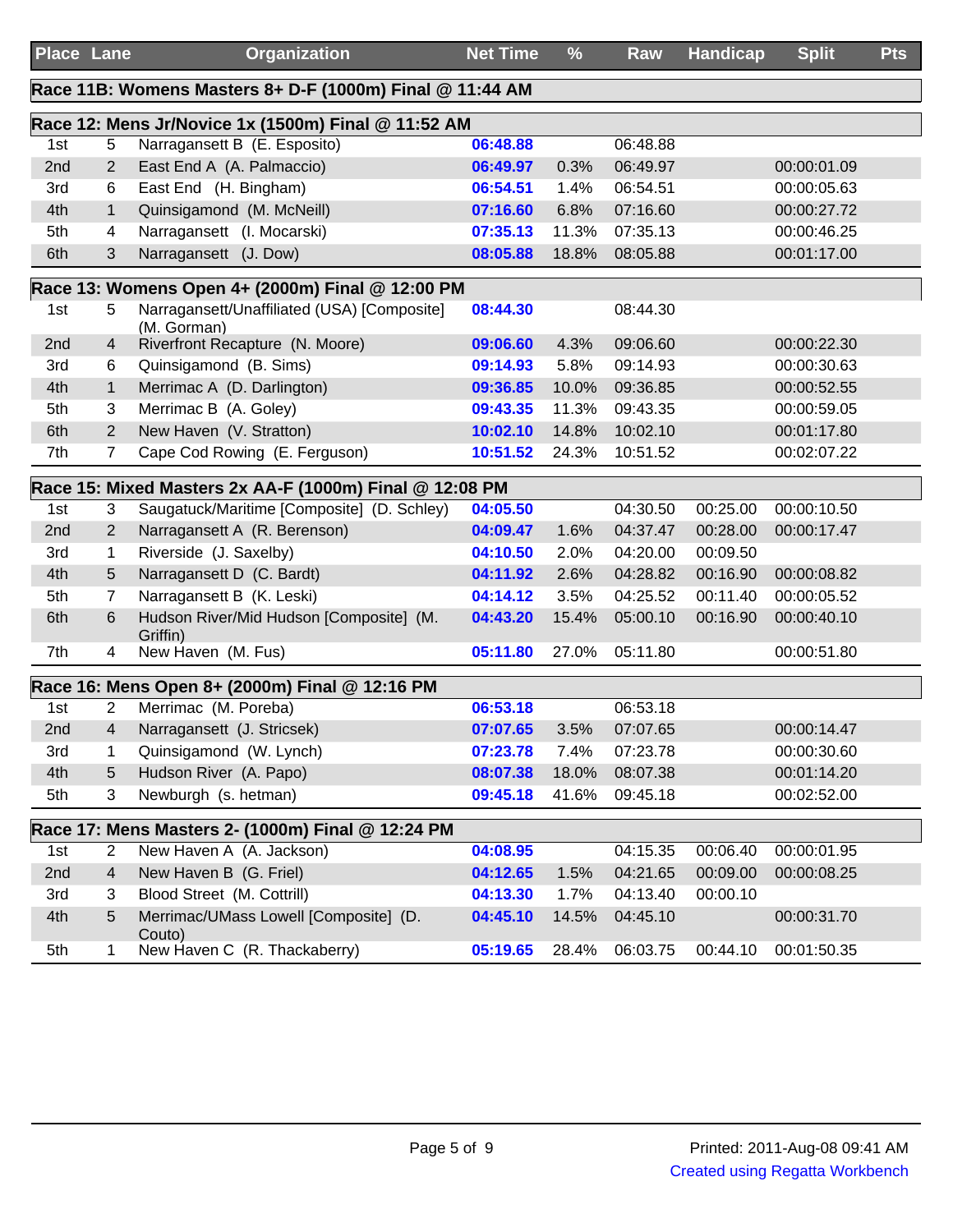| Place | Lane | Organization | Net Time | % | Raw | Handicap | Split | Pts |
|---|---|---|---|---|---|---|---|---|
| **Race 11B: Womens Masters 8+ D-F (1000m) Final @ 11:44 AM** | | | | | | | | |
| **Race 12: Mens Jr/Novice 1x (1500m) Final @ 11:52 AM** | | | | | | | | |
| 1st | 5 | Narragansett B (E. Esposito) | 06:48.88 | | 06:48.88 | | | |
| 2nd | 2 | East End A (A. Palmaccio) | 06:49.97 | 0.3% | 06:49.97 | | 00:00:01.09 | |
| 3rd | 6 | East End (H. Bingham) | 06:54.51 | 1.4% | 06:54.51 | | 00:00:05.63 | |
| 4th | 1 | Quinsigamond (M. McNeill) | 07:16.60 | 6.8% | 07:16.60 | | 00:00:27.72 | |
| 5th | 4 | Narragansett (I. Mocarski) | 07:35.13 | 11.3% | 07:35.13 | | 00:00:46.25 | |
| 6th | 3 | Narragansett (J. Dow) | 08:05.88 | 18.8% | 08:05.88 | | 00:01:17.00 | |
| **Race 13: Womens Open 4+ (2000m) Final @ 12:00 PM** | | | | | | | | |
| 1st | 5 | Narragansett/Unaffiliated (USA) [Composite] (M. Gorman) | 08:44.30 | | 08:44.30 | | | |
| 2nd | 4 | Riverfront Recapture (N. Moore) | 09:06.60 | 4.3% | 09:06.60 | | 00:00:22.30 | |
| 3rd | 6 | Quinsigamond (B. Sims) | 09:14.93 | 5.8% | 09:14.93 | | 00:00:30.63 | |
| 4th | 1 | Merrimac A (D. Darlington) | 09:36.85 | 10.0% | 09:36.85 | | 00:00:52.55 | |
| 5th | 3 | Merrimac B (A. Goley) | 09:43.35 | 11.3% | 09:43.35 | | 00:00:59.05 | |
| 6th | 2 | New Haven (V. Stratton) | 10:02.10 | 14.8% | 10:02.10 | | 00:01:17.80 | |
| 7th | 7 | Cape Cod Rowing (E. Ferguson) | 10:51.52 | 24.3% | 10:51.52 | | 00:02:07.22 | |
| **Race 15: Mixed Masters 2x AA-F (1000m) Final @ 12:08 PM** | | | | | | | | |
| 1st | 3 | Saugatuck/Maritime [Composite] (D. Schley) | 04:05.50 | | 04:30.50 | 00:25.00 | 00:00:10.50 | |
| 2nd | 2 | Narragansett A (R. Berenson) | 04:09.47 | 1.6% | 04:37.47 | 00:28.00 | 00:00:17.47 | |
| 3rd | 1 | Riverside (J. Saxelby) | 04:10.50 | 2.0% | 04:20.00 | 00:09.50 | | |
| 4th | 5 | Narragansett D (C. Bardt) | 04:11.92 | 2.6% | 04:28.82 | 00:16.90 | 00:00:08.82 | |
| 5th | 7 | Narragansett B (K. Leski) | 04:14.12 | 3.5% | 04:25.52 | 00:11.40 | 00:00:05.52 | |
| 6th | 6 | Hudson River/Mid Hudson [Composite] (M. Griffin) | 04:43.20 | 15.4% | 05:00.10 | 00:16.90 | 00:00:40.10 | |
| 7th | 4 | New Haven (M. Fus) | 05:11.80 | 27.0% | 05:11.80 | | 00:00:51.80 | |
| **Race 16: Mens Open 8+ (2000m) Final @ 12:16 PM** | | | | | | | | |
| 1st | 2 | Merrimac (M. Poreba) | 06:53.18 | | 06:53.18 | | | |
| 2nd | 4 | Narragansett (J. Stricsek) | 07:07.65 | 3.5% | 07:07.65 | | 00:00:14.47 | |
| 3rd | 1 | Quinsigamond (W. Lynch) | 07:23.78 | 7.4% | 07:23.78 | | 00:00:30.60 | |
| 4th | 5 | Hudson River (A. Papo) | 08:07.38 | 18.0% | 08:07.38 | | 00:01:14.20 | |
| 5th | 3 | Newburgh (s. hetman) | 09:45.18 | 41.6% | 09:45.18 | | 00:02:52.00 | |
| **Race 17: Mens Masters 2- (1000m) Final @ 12:24 PM** | | | | | | | | |
| 1st | 2 | New Haven A (A. Jackson) | 04:08.95 | | 04:15.35 | 00:06.40 | 00:00:01.95 | |
| 2nd | 4 | New Haven B (G. Friel) | 04:12.65 | 1.5% | 04:21.65 | 00:09.00 | 00:00:08.25 | |
| 3rd | 3 | Blood Street (M. Cottrill) | 04:13.30 | 1.7% | 04:13.40 | 00:00.10 | | |
| 4th | 5 | Merrimac/UMass Lowell [Composite] (D. Couto) | 04:45.10 | 14.5% | 04:45.10 | | 00:00:31.70 | |
| 5th | 1 | New Haven C (R. Thackaberry) | 05:19.65 | 28.4% | 06:03.75 | 00:44.10 | 00:01:50.35 | |

Printed: 2011-Aug-08 09:41 AM
Created using Regatta Workbench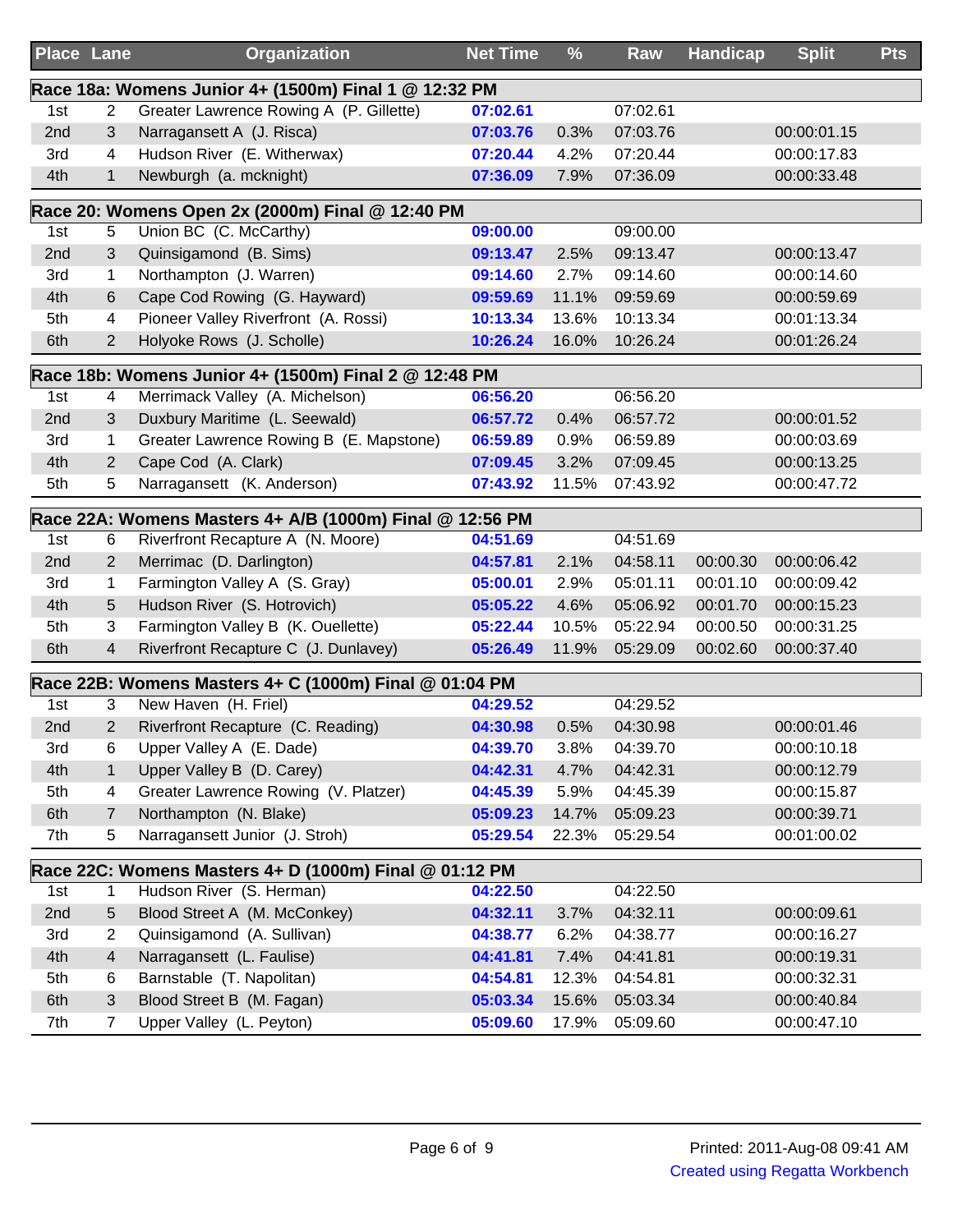| Place | Lane | Organization | Net Time | % | Raw | Handicap | Split | Pts |
|---|---|---|---|---|---|---|---|---|
| **Race 18a: Womens Junior 4+ (1500m) Final 1 @ 12:32 PM** | | | | | | | | |
| 1st | 2 | Greater Lawrence Rowing A (P. Gillette) | 07:02.61 | | 07:02.61 | | | |
| 2nd | 3 | Narragansett A (J. Risca) | 07:03.76 | 0.3% | 07:03.76 | | 00:00:01.15 | |
| 3rd | 4 | Hudson River (E. Witherwax) | 07:20.44 | 4.2% | 07:20.44 | | 00:00:17.83 | |
| 4th | 1 | Newburgh (a. mcknight) | 07:36.09 | 7.9% | 07:36.09 | | 00:00:33.48 | |
| **Race 20: Womens Open 2x (2000m) Final @ 12:40 PM** | | | | | | | | |
| 1st | 5 | Union BC (C. McCarthy) | 09:00.00 | | 09:00.00 | | | |
| 2nd | 3 | Quinsigamond (B. Sims) | 09:13.47 | 2.5% | 09:13.47 | | 00:00:13.47 | |
| 3rd | 1 | Northampton (J. Warren) | 09:14.60 | 2.7% | 09:14.60 | | 00:00:14.60 | |
| 4th | 6 | Cape Cod Rowing (G. Hayward) | 09:59.69 | 11.1% | 09:59.69 | | 00:00:59.69 | |
| 5th | 4 | Pioneer Valley Riverfront (A. Rossi) | 10:13.34 | 13.6% | 10:13.34 | | 00:01:13.34 | |
| 6th | 2 | Holyoke Rows (J. Scholle) | 10:26.24 | 16.0% | 10:26.24 | | 00:01:26.24 | |
| **Race 18b: Womens Junior 4+ (1500m) Final 2 @ 12:48 PM** | | | | | | | | |
| 1st | 4 | Merrimack Valley (A. Michelson) | 06:56.20 | | 06:56.20 | | | |
| 2nd | 3 | Duxbury Maritime (L. Seewald) | 06:57.72 | 0.4% | 06:57.72 | | 00:00:01.52 | |
| 3rd | 1 | Greater Lawrence Rowing B (E. Mapstone) | 06:59.89 | 0.9% | 06:59.89 | | 00:00:03.69 | |
| 4th | 2 | Cape Cod (A. Clark) | 07:09.45 | 3.2% | 07:09.45 | | 00:00:13.25 | |
| 5th | 5 | Narragansett (K. Anderson) | 07:43.92 | 11.5% | 07:43.92 | | 00:00:47.72 | |
| **Race 22A: Womens Masters 4+ A/B (1000m) Final @ 12:56 PM** | | | | | | | | |
| 1st | 6 | Riverfront Recapture A (N. Moore) | 04:51.69 | | 04:51.69 | | | |
| 2nd | 2 | Merrimac (D. Darlington) | 04:57.81 | 2.1% | 04:58.11 | 00:00.30 | 00:00:06.42 | |
| 3rd | 1 | Farmington Valley A (S. Gray) | 05:00.01 | 2.9% | 05:01.11 | 00:01.10 | 00:00:09.42 | |
| 4th | 5 | Hudson River (S. Hotrovich) | 05:05.22 | 4.6% | 05:06.92 | 00:01.70 | 00:00:15.23 | |
| 5th | 3 | Farmington Valley B (K. Ouellette) | 05:22.44 | 10.5% | 05:22.94 | 00:00.50 | 00:00:31.25 | |
| 6th | 4 | Riverfront Recapture C (J. Dunlavey) | 05:26.49 | 11.9% | 05:29.09 | 00:02.60 | 00:00:37.40 | |
| **Race 22B: Womens Masters 4+ C (1000m) Final @ 01:04 PM** | | | | | | | | |
| 1st | 3 | New Haven (H. Friel) | 04:29.52 | | 04:29.52 | | | |
| 2nd | 2 | Riverfront Recapture (C. Reading) | 04:30.98 | 0.5% | 04:30.98 | | 00:00:01.46 | |
| 3rd | 6 | Upper Valley A (E. Dade) | 04:39.70 | 3.8% | 04:39.70 | | 00:00:10.18 | |
| 4th | 1 | Upper Valley B (D. Carey) | 04:42.31 | 4.7% | 04:42.31 | | 00:00:12.79 | |
| 5th | 4 | Greater Lawrence Rowing (V. Platzer) | 04:45.39 | 5.9% | 04:45.39 | | 00:00:15.87 | |
| 6th | 7 | Northampton (N. Blake) | 05:09.23 | 14.7% | 05:09.23 | | 00:00:39.71 | |
| 7th | 5 | Narragansett Junior (J. Stroh) | 05:29.54 | 22.3% | 05:29.54 | | 00:01:00.02 | |
| **Race 22C: Womens Masters 4+ D (1000m) Final @ 01:12 PM** | | | | | | | | |
| 1st | 1 | Hudson River (S. Herman) | 04:22.50 | | 04:22.50 | | | |
| 2nd | 5 | Blood Street A (M. McConkey) | 04:32.11 | 3.7% | 04:32.11 | | 00:00:09.61 | |
| 3rd | 2 | Quinsigamond (A. Sullivan) | 04:38.77 | 6.2% | 04:38.77 | | 00:00:16.27 | |
| 4th | 4 | Narragansett (L. Faulise) | 04:41.81 | 7.4% | 04:41.81 | | 00:00:19.31 | |
| 5th | 6 | Barnstable (T. Napolitan) | 04:54.81 | 12.3% | 04:54.81 | | 00:00:32.31 | |
| 6th | 3 | Blood Street B (M. Fagan) | 05:03.34 | 15.6% | 05:03.34 | | 00:00:40.84 | |
| 7th | 7 | Upper Valley (L. Peyton) | 05:09.60 | 17.9% | 05:09.60 | | 00:00:47.10 | |

Printed: 2011-Aug-08 09:41 AM
Created using Regatta Workbench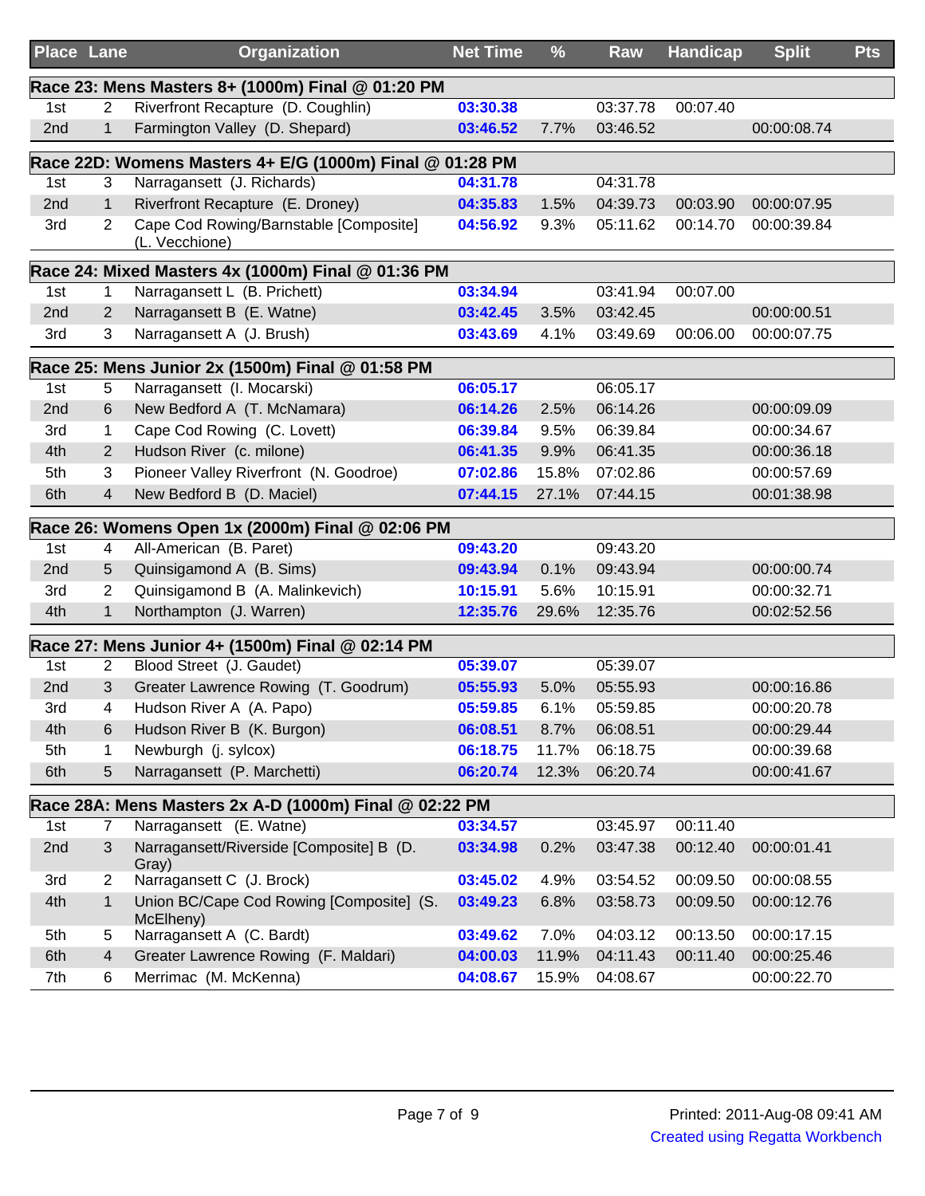| Place | Lane | Organization | Net Time | % | Raw | Handicap | Split | Pts |
|---|---|---|---|---|---|---|---|---|
| **Race 23: Mens Masters 8+ (1000m) Final @ 01:20 PM** | | | | | | | | |
| 1st | 2 | Riverfront Recapture (D. Coughlin) | 03:30.38 | | 03:37.78 | 00:07.40 | | |
| 2nd | 1 | Farmington Valley (D. Shepard) | 03:46.52 | 7.7% | 03:46.52 | | 00:00:08.74 | |
| **Race 22D: Womens Masters 4+ E/G (1000m) Final @ 01:28 PM** | | | | | | | | |
| 1st | 3 | Narragansett (J. Richards) | 04:31.78 | | 04:31.78 | | | |
| 2nd | 1 | Riverfront Recapture (E. Droney) | 04:35.83 | 1.5% | 04:39.73 | 00:03.90 | 00:00:07.95 | |
| 3rd | 2 | Cape Cod Rowing/Barnstable [Composite] (L. Vecchione) | 04:56.92 | 9.3% | 05:11.62 | 00:14.70 | 00:00:39.84 | |
| **Race 24: Mixed Masters 4x (1000m) Final @ 01:36 PM** | | | | | | | | |
| 1st | 1 | Narragansett L (B. Prichett) | 03:34.94 | | 03:41.94 | 00:07.00 | | |
| 2nd | 2 | Narragansett B (E. Watne) | 03:42.45 | 3.5% | 03:42.45 | | 00:00:00.51 | |
| 3rd | 3 | Narragansett A (J. Brush) | 03:43.69 | 4.1% | 03:49.69 | 00:06.00 | 00:00:07.75 | |
| **Race 25: Mens Junior 2x (1500m) Final @ 01:58 PM** | | | | | | | | |
| 1st | 5 | Narragansett (I. Mocarski) | 06:05.17 | | 06:05.17 | | | |
| 2nd | 6 | New Bedford A (T. McNamara) | 06:14.26 | 2.5% | 06:14.26 | | 00:00:09.09 | |
| 3rd | 1 | Cape Cod Rowing (C. Lovett) | 06:39.84 | 9.5% | 06:39.84 | | 00:00:34.67 | |
| 4th | 2 | Hudson River (c. milone) | 06:41.35 | 9.9% | 06:41.35 | | 00:00:36.18 | |
| 5th | 3 | Pioneer Valley Riverfront (N. Goodroe) | 07:02.86 | 15.8% | 07:02.86 | | 00:00:57.69 | |
| 6th | 4 | New Bedford B (D. Maciel) | 07:44.15 | 27.1% | 07:44.15 | | 00:01:38.98 | |
| **Race 26: Womens Open 1x (2000m) Final @ 02:06 PM** | | | | | | | | |
| 1st | 4 | All-American (B. Paret) | 09:43.20 | | 09:43.20 | | | |
| 2nd | 5 | Quinsigamond A (B. Sims) | 09:43.94 | 0.1% | 09:43.94 | | 00:00:00.74 | |
| 3rd | 2 | Quinsigamond B (A. Malinkevich) | 10:15.91 | 5.6% | 10:15.91 | | 00:00:32.71 | |
| 4th | 1 | Northampton (J. Warren) | 12:35.76 | 29.6% | 12:35.76 | | 00:02:52.56 | |
| **Race 27: Mens Junior 4+ (1500m) Final @ 02:14 PM** | | | | | | | | |
| 1st | 2 | Blood Street (J. Gaudet) | 05:39.07 | | 05:39.07 | | | |
| 2nd | 3 | Greater Lawrence Rowing (T. Goodrum) | 05:55.93 | 5.0% | 05:55.93 | | 00:00:16.86 | |
| 3rd | 4 | Hudson River A (A. Papo) | 05:59.85 | 6.1% | 05:59.85 | | 00:00:20.78 | |
| 4th | 6 | Hudson River B (K. Burgon) | 06:08.51 | 8.7% | 06:08.51 | | 00:00:29.44 | |
| 5th | 1 | Newburgh (j. sylcox) | 06:18.75 | 11.7% | 06:18.75 | | 00:00:39.68 | |
| 6th | 5 | Narragansett (P. Marchetti) | 06:20.74 | 12.3% | 06:20.74 | | 00:00:41.67 | |
| **Race 28A: Mens Masters 2x A-D (1000m) Final @ 02:22 PM** | | | | | | | | |
| 1st | 7 | Narragansett (E. Watne) | 03:34.57 | | 03:45.97 | 00:11.40 | | |
| 2nd | 3 | Narragansett/Riverside [Composite] B (D. Gray) | 03:34.98 | 0.2% | 03:47.38 | 00:12.40 | 00:00:01.41 | |
| 3rd | 2 | Narragansett C (J. Brock) | 03:45.02 | 4.9% | 03:54.52 | 00:09.50 | 00:00:08.55 | |
| 4th | 1 | Union BC/Cape Cod Rowing [Composite] (S. McElheny) | 03:49.23 | 6.8% | 03:58.73 | 00:09.50 | 00:00:12.76 | |
| 5th | 5 | Narragansett A (C. Bardt) | 03:49.62 | 7.0% | 04:03.12 | 00:13.50 | 00:00:17.15 | |
| 6th | 4 | Greater Lawrence Rowing (F. Maldari) | 04:00.03 | 11.9% | 04:11.43 | 00:11.40 | 00:00:25.46 | |
| 7th | 6 | Merrimac (M. McKenna) | 04:08.67 | 15.9% | 04:08.67 | | 00:00:22.70 | |

Printed: 2011-Aug-08 09:41 AM
Created using Regatta Workbench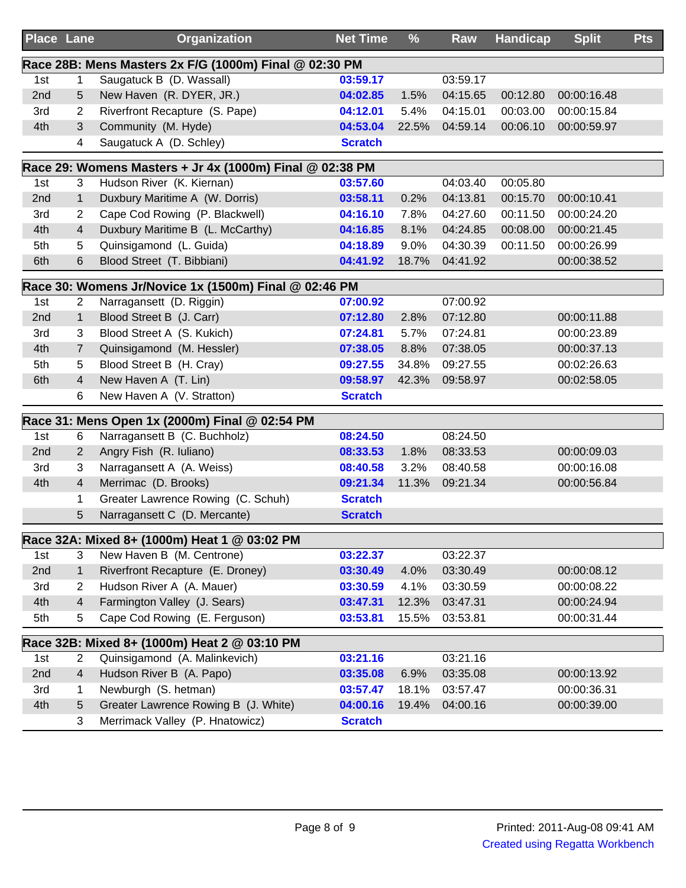| Place | Lane | Organization | Net Time | % | Raw | Handicap | Split | Pts |
|---|---|---|---|---|---|---|---|---|
| **Race 28B: Mens Masters 2x F/G (1000m) Final @ 02:30 PM** | | | | | | | | |
| 1st | 1 | Saugatuck B (D. Wassall) | 03:59.17 | | 03:59.17 | | | |
| 2nd | 5 | New Haven (R. DYER, JR.) | 04:02.85 | 1.5% | 04:15.65 | 00:12.80 | 00:00:16.48 | |
| 3rd | 2 | Riverfront Recapture (S. Pape) | 04:12.01 | 5.4% | 04:15.01 | 00:03.00 | 00:00:15.84 | |
| 4th | 3 | Community (M. Hyde) | 04:53.04 | 22.5% | 04:59.14 | 00:06.10 | 00:00:59.97 | |
| | 4 | Saugatuck A (D. Schley) | Scratch | | | | | |
| **Race 29: Womens Masters + Jr 4x (1000m) Final @ 02:38 PM** | | | | | | | | |
| 1st | 3 | Hudson River (K. Kiernan) | 03:57.60 | | 04:03.40 | 00:05.80 | | |
| 2nd | 1 | Duxbury Maritime A (W. Dorris) | 03:58.11 | 0.2% | 04:13.81 | 00:15.70 | 00:00:10.41 | |
| 3rd | 2 | Cape Cod Rowing (P. Blackwell) | 04:16.10 | 7.8% | 04:27.60 | 00:11.50 | 00:00:24.20 | |
| 4th | 4 | Duxbury Maritime B (L. McCarthy) | 04:16.85 | 8.1% | 04:24.85 | 00:08.00 | 00:00:21.45 | |
| 5th | 5 | Quinsigamond (L. Guida) | 04:18.89 | 9.0% | 04:30.39 | 00:11.50 | 00:00:26.99 | |
| 6th | 6 | Blood Street (T. Bibbiani) | 04:41.92 | 18.7% | 04:41.92 | | 00:00:38.52 | |
| **Race 30: Womens Jr/Novice 1x (1500m) Final @ 02:46 PM** | | | | | | | | |
| 1st | 2 | Narragansett (D. Riggin) | 07:00.92 | | 07:00.92 | | | |
| 2nd | 1 | Blood Street B (J. Carr) | 07:12.80 | 2.8% | 07:12.80 | | 00:00:11.88 | |
| 3rd | 3 | Blood Street A (S. Kukich) | 07:24.81 | 5.7% | 07:24.81 | | 00:00:23.89 | |
| 4th | 7 | Quinsigamond (M. Hessler) | 07:38.05 | 8.8% | 07:38.05 | | 00:00:37.13 | |
| 5th | 5 | Blood Street B (H. Cray) | 09:27.55 | 34.8% | 09:27.55 | | 00:02:26.63 | |
| 6th | 4 | New Haven A (T. Lin) | 09:58.97 | 42.3% | 09:58.97 | | 00:02:58.05 | |
| | 6 | New Haven A (V. Stratton) | Scratch | | | | | |
| **Race 31: Mens Open 1x (2000m) Final @ 02:54 PM** | | | | | | | | |
| 1st | 6 | Narragansett B (C. Buchholz) | 08:24.50 | | 08:24.50 | | | |
| 2nd | 2 | Angry Fish (R. Iuliano) | 08:33.53 | 1.8% | 08:33.53 | | 00:00:09.03 | |
| 3rd | 3 | Narragansett A (A. Weiss) | 08:40.58 | 3.2% | 08:40.58 | | 00:00:16.08 | |
| 4th | 4 | Merrimac (D. Brooks) | 09:21.34 | 11.3% | 09:21.34 | | 00:00:56.84 | |
| | 1 | Greater Lawrence Rowing (C. Schuh) | Scratch | | | | | |
| | 5 | Narragansett C (D. Mercante) | Scratch | | | | | |
| **Race 32A: Mixed 8+ (1000m) Heat 1 @ 03:02 PM** | | | | | | | | |
| 1st | 3 | New Haven B (M. Centrone) | 03:22.37 | | 03:22.37 | | | |
| 2nd | 1 | Riverfront Recapture (E. Droney) | 03:30.49 | 4.0% | 03:30.49 | | 00:00:08.12 | |
| 3rd | 2 | Hudson River A (A. Mauer) | 03:30.59 | 4.1% | 03:30.59 | | 00:00:08.22 | |
| 4th | 4 | Farmington Valley (J. Sears) | 03:47.31 | 12.3% | 03:47.31 | | 00:00:24.94 | |
| 5th | 5 | Cape Cod Rowing (E. Ferguson) | 03:53.81 | 15.5% | 03:53.81 | | 00:00:31.44 | |
| **Race 32B: Mixed 8+ (1000m) Heat 2 @ 03:10 PM** | | | | | | | | |
| 1st | 2 | Quinsigamond (A. Malinkevich) | 03:21.16 | | 03:21.16 | | | |
| 2nd | 4 | Hudson River B (A. Papo) | 03:35.08 | 6.9% | 03:35.08 | | 00:00:13.92 | |
| 3rd | 1 | Newburgh (S. hetman) | 03:57.47 | 18.1% | 03:57.47 | | 00:00:36.31 | |
| 4th | 5 | Greater Lawrence Rowing B (J. White) | 04:00.16 | 19.4% | 04:00.16 | | 00:00:39.00 | |
| | 3 | Merrimack Valley (P. Hnatowicz) | Scratch | | | | | |

Printed: 2011-Aug-08 09:41 AM
Created using Regatta Workbench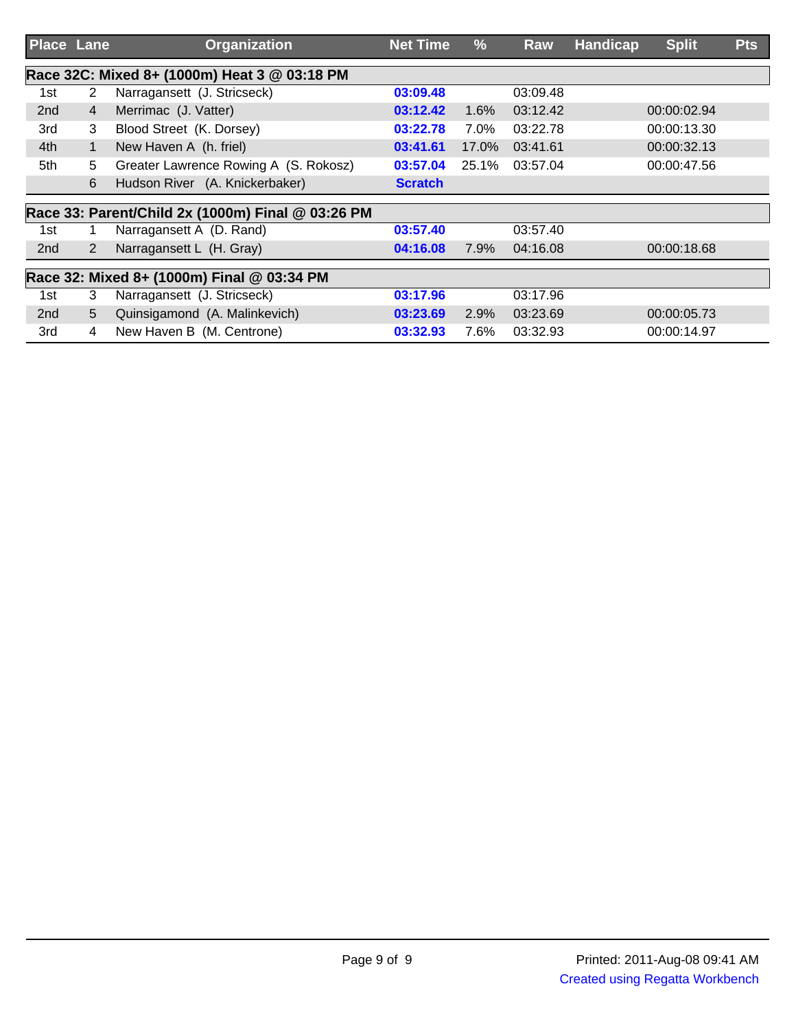| Place | Lane | Organization | Net Time | % | Raw | Handicap | Split | Pts |
|---|---|---|---|---|---|---|---|---|
| **Race 32C: Mixed 8+ (1000m) Heat 3 @ 03:18 PM** | | | | | | | | |
| 1st | 2 | Narragansett (J. Stricseck) | **03:09.48** | | 03:09.48 | | | |
| 2nd | 4 | Merrimac (J. Vatter) | **03:12.42** | 1.6% | 03:12.42 | | 00:00:02.94 | |
| 3rd | 3 | Blood Street (K. Dorsey) | **03:22.78** | 7.0% | 03:22.78 | | 00:00:13.30 | |
| 4th | 1 | New Haven A (h. friel) | **03:41.61** | 17.0% | 03:41.61 | | 00:00:32.13 | |
| 5th | 5 | Greater Lawrence Rowing A (S. Rokosz) | **03:57.04** | 25.1% | 03:57.04 | | 00:00:47.56 | |
| | 6 | Hudson River (A. Knickerbaker) | **Scratch** | | | | | |
| **Race 33: Parent/Child 2x (1000m) Final @ 03:26 PM** | | | | | | | | |
| 1st | 1 | Narragansett A (D. Rand) | **03:57.40** | | 03:57.40 | | | |
| 2nd | 2 | Narragansett L (H. Gray) | **04:16.08** | 7.9% | 04:16.08 | | 00:00:18.68 | |
| **Race 32: Mixed 8+ (1000m) Final @ 03:34 PM** | | | | | | | | |
| 1st | 3 | Narragansett (J. Stricseck) | **03:17.96** | | 03:17.96 | | | |
| 2nd | 5 | Quinsigamond (A. Malinkevich) | **03:23.69** | 2.9% | 03:23.69 | | 00:00:05.73 | |
| 3rd | 4 | New Haven B (M. Centrone) | **03:32.93** | 7.6% | 03:32.93 | | 00:00:14.97 | |

Printed: 2011-Aug-08 09:41 AM
Created using Regatta Workbench